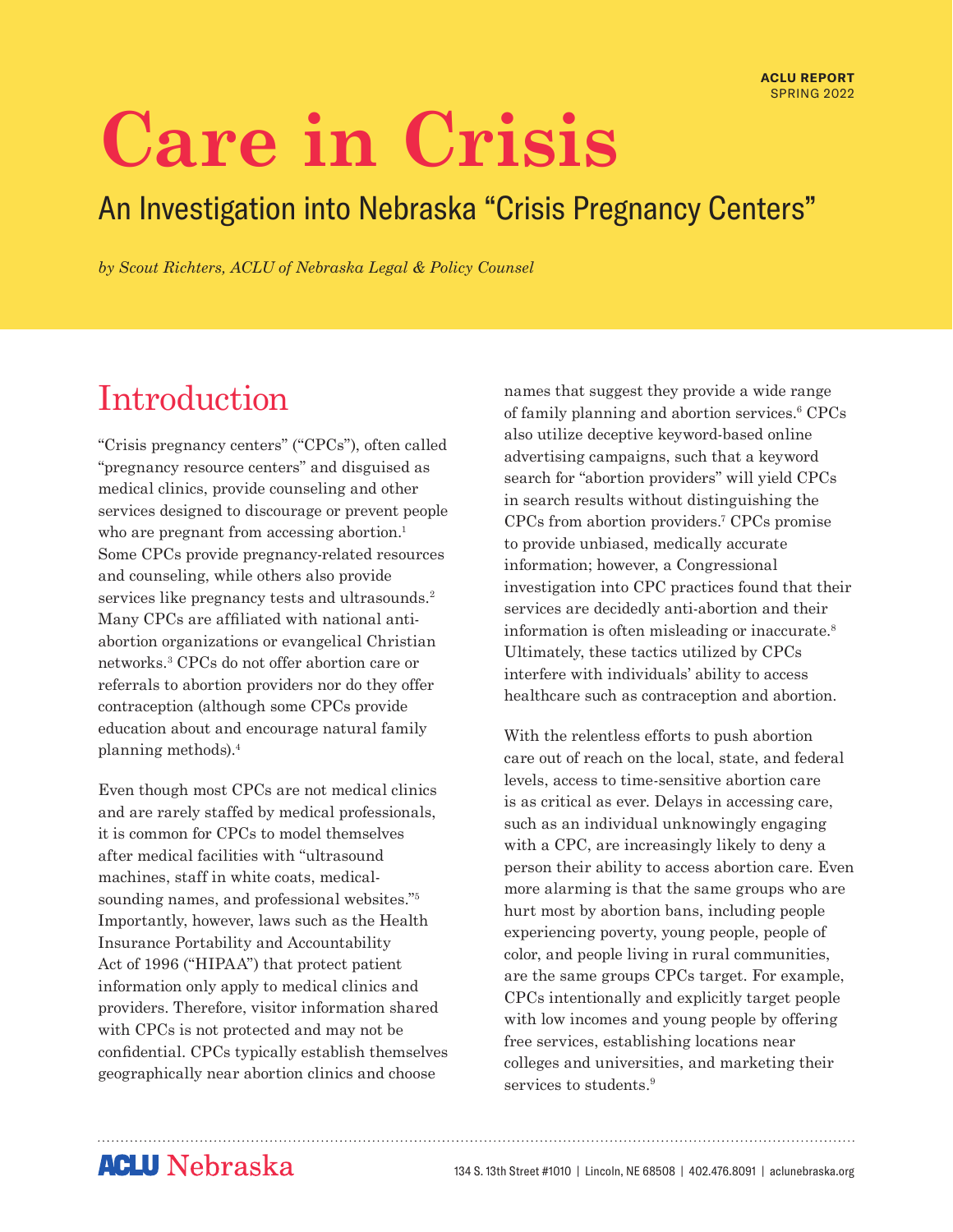**ACLU REPORT**
SPRING 2022

# Care in Crisis

## An Investigation into Nebraska "Crisis Pregnancy Centers"

*by Scout Richters, ACLU of Nebraska Legal & Policy Counsel*

## Introduction

"Crisis pregnancy centers" ("CPCs"), often called "pregnancy resource centers" and disguised as medical clinics, provide counseling and other services designed to discourage or prevent people who are pregnant from accessing abortion.[1] Some CPCs provide pregnancy-related resources and counseling, while others also provide services like pregnancy tests and ultrasounds.[2] Many CPCs are affiliated with national anti-abortion organizations or evangelical Christian networks.[3] CPCs do not offer abortion care or referrals to abortion providers nor do they offer contraception (although some CPCs provide education about and encourage natural family planning methods).[4]

Even though most CPCs are not medical clinics and are rarely staffed by medical professionals, it is common for CPCs to model themselves after medical facilities with "ultrasound machines, staff in white coats, medical-sounding names, and professional websites."[5] Importantly, however, laws such as the Health Insurance Portability and Accountability Act of 1996 ("HIPAA") that protect patient information only apply to medical clinics and providers. Therefore, visitor information shared with CPCs is not protected and may not be confidential. CPCs typically establish themselves geographically near abortion clinics and choose names that suggest they provide a wide range of family planning and abortion services.[6] CPCs also utilize deceptive keyword-based online advertising campaigns, such that a keyword search for "abortion providers" will yield CPCs in search results without distinguishing the CPCs from abortion providers.[7] CPCs promise to provide unbiased, medically accurate information; however, a Congressional investigation into CPC practices found that their services are decidedly anti-abortion and their information is often misleading or inaccurate.[8] Ultimately, these tactics utilized by CPCs interfere with individuals' ability to access healthcare such as contraception and abortion.

With the relentless efforts to push abortion care out of reach on the local, state, and federal levels, access to time-sensitive abortion care is as critical as ever. Delays in accessing care, such as an individual unknowingly engaging with a CPC, are increasingly likely to deny a person their ability to access abortion care. Even more alarming is that the same groups who are hurt most by abortion bans, including people experiencing poverty, young people, people of color, and people living in rural communities, are the same groups CPCs target. For example, CPCs intentionally and explicitly target people with low incomes and young people by offering free services, establishing locations near colleges and universities, and marketing their services to students.[9]

**ACLU** Nebraska

134 S. 13th Street #1010 | Lincoln, NE 68508 | 402.476.8091 | aclunebraska.org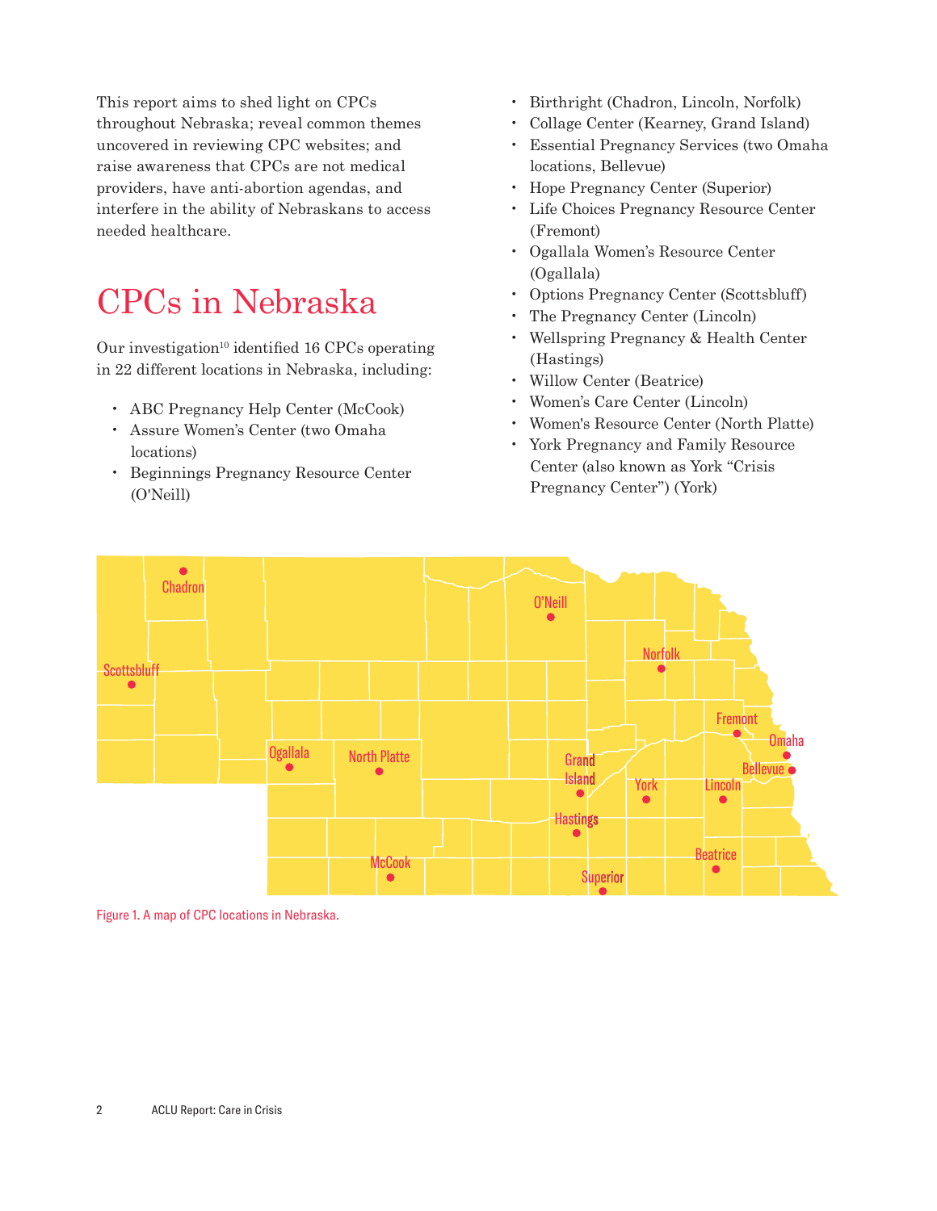This report aims to shed light on CPCs throughout Nebraska; reveal common themes uncovered in reviewing CPC websites; and raise awareness that CPCs are not medical providers, have anti-abortion agendas, and interfere in the ability of Nebraskans to access needed healthcare.

## CPCs in Nebraska

Our investigation[10] identified 16 CPCs operating in 22 different locations in Nebraska, including:

- ABC Pregnancy Help Center (McCook)
- Assure Women's Center (two Omaha locations)
- Beginnings Pregnancy Resource Center (O'Neill)
- Birthright (Chadron, Lincoln, Norfolk)
- Collage Center (Kearney, Grand Island)
- Essential Pregnancy Services (two Omaha locations, Bellevue)
- Hope Pregnancy Center (Superior)
- Life Choices Pregnancy Resource Center (Fremont)
- Ogallala Women's Resource Center (Ogallala)
- Options Pregnancy Center (Scottsbluff)
- The Pregnancy Center (Lincoln)
- Wellspring Pregnancy & Health Center (Hastings)
- Willow Center (Beatrice)
- Women's Care Center (Lincoln)
- Women's Resource Center (North Platte)
- York Pregnancy and Family Resource Center (also known as York "Crisis Pregnancy Center") (York)

Figure 1. A map of CPC locations in Nebraska.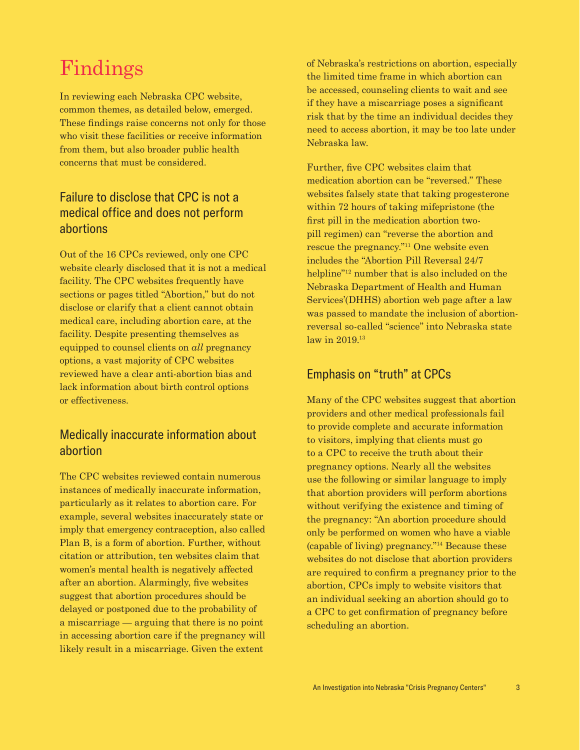# Findings

In reviewing each Nebraska CPC website, common themes, as detailed below, emerged. These findings raise concerns not only for those who visit these facilities or receive information from them, but also broader public health concerns that must be considered.

## Failure to disclose that CPC is not a medical office and does not perform abortions

Out of the 16 CPCs reviewed, only one CPC website clearly disclosed that it is not a medical facility. The CPC websites frequently have sections or pages titled "Abortion," but do not disclose or clarify that a client cannot obtain medical care, including abortion care, at the facility. Despite presenting themselves as equipped to counsel clients on *all* pregnancy options, a vast majority of CPC websites reviewed have a clear anti-abortion bias and lack information about birth control options or effectiveness.

## Medically inaccurate information about abortion

The CPC websites reviewed contain numerous instances of medically inaccurate information, particularly as it relates to abortion care. For example, several websites inaccurately state or imply that emergency contraception, also called Plan B, is a form of abortion. Further, without citation or attribution, ten websites claim that women's mental health is negatively affected after an abortion. Alarmingly, five websites suggest that abortion procedures should be delayed or postponed due to the probability of a miscarriage — arguing that there is no point in accessing abortion care if the pregnancy will likely result in a miscarriage. Given the extent of Nebraska's restrictions on abortion, especially the limited time frame in which abortion can be accessed, counseling clients to wait and see if they have a miscarriage poses a significant risk that by the time an individual decides they need to access abortion, it may be too late under Nebraska law.

Further, five CPC websites claim that medication abortion can be "reversed." These websites falsely state that taking progesterone within 72 hours of taking mifepristone (the first pill in the medication abortion two-pill regimen) can "reverse the abortion and rescue the pregnancy."[11] One website even includes the "Abortion Pill Reversal 24/7 helpline"[12] number that is also included on the Nebraska Department of Health and Human Services'(DHHS) abortion web page after a law was passed to mandate the inclusion of abortion-reversal so-called "science" into Nebraska state law in 2019.[13]

## Emphasis on "truth" at CPCs

Many of the CPC websites suggest that abortion providers and other medical professionals fail to provide complete and accurate information to visitors, implying that clients must go to a CPC to receive the truth about their pregnancy options. Nearly all the websites use the following or similar language to imply that abortion providers will perform abortions without verifying the existence and timing of the pregnancy: "An abortion procedure should only be performed on women who have a viable (capable of living) pregnancy."[14] Because these websites do not disclose that abortion providers are required to confirm a pregnancy prior to the abortion, CPCs imply to website visitors that an individual seeking an abortion should go to a CPC to get confirmation of pregnancy before scheduling an abortion.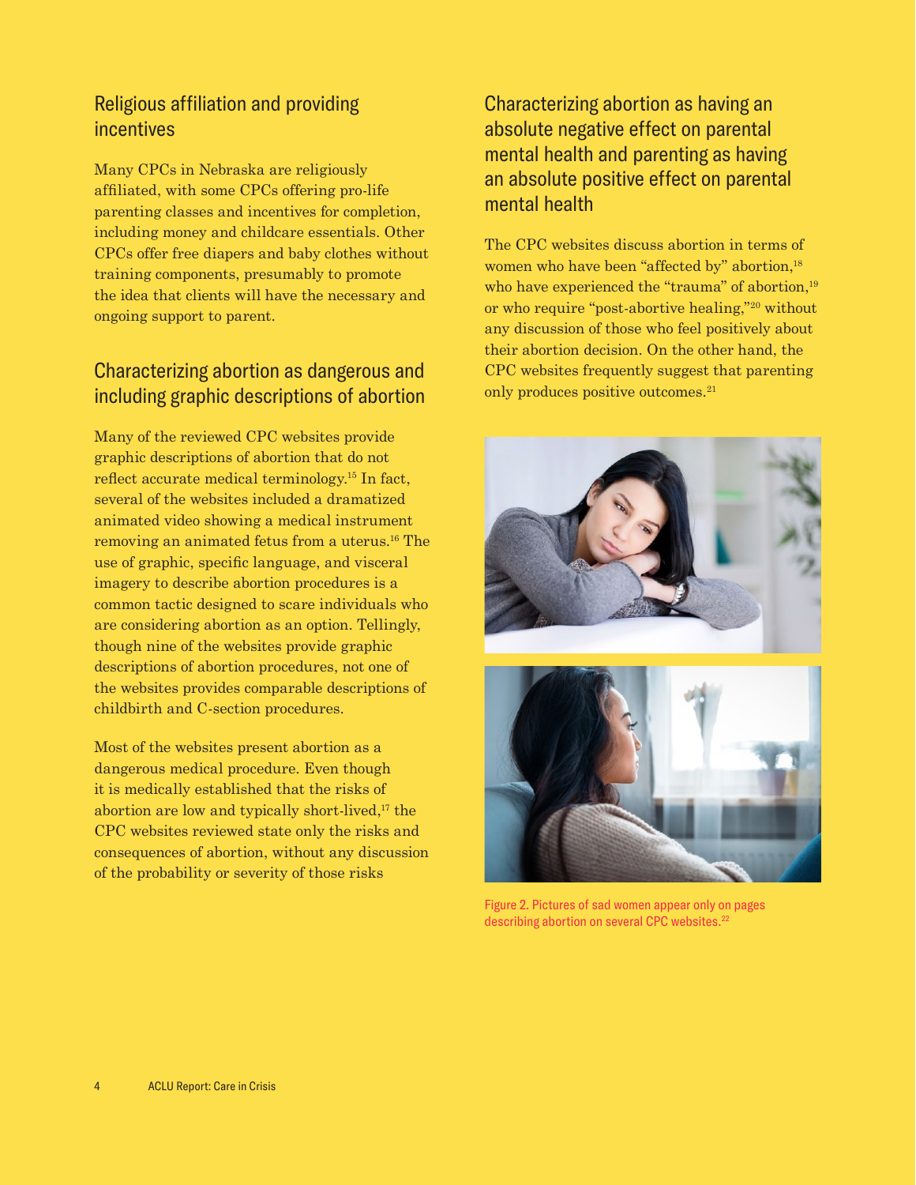## Religious affiliation and providing incentives

Many CPCs in Nebraska are religiously affiliated, with some CPCs offering pro-life parenting classes and incentives for completion, including money and childcare essentials. Other CPCs offer free diapers and baby clothes without training components, presumably to promote the idea that clients will have the necessary and ongoing support to parent.

## Characterizing abortion as dangerous and including graphic descriptions of abortion

Many of the reviewed CPC websites provide graphic descriptions of abortion that do not reflect accurate medical terminology.[15] In fact, several of the websites included a dramatized animated video showing a medical instrument removing an animated fetus from a uterus.[16] The use of graphic, specific language, and visceral imagery to describe abortion procedures is a common tactic designed to scare individuals who are considering abortion as an option. Tellingly, though nine of the websites provide graphic descriptions of abortion procedures, not one of the websites provides comparable descriptions of childbirth and C-section procedures.

Most of the websites present abortion as a dangerous medical procedure. Even though it is medically established that the risks of abortion are low and typically short-lived,[17] the CPC websites reviewed state only the risks and consequences of abortion, without any discussion of the probability or severity of those risks

## Characterizing abortion as having an absolute negative effect on parental mental health and parenting as having an absolute positive effect on parental mental health

The CPC websites discuss abortion in terms of women who have been "affected by" abortion,[18] who have experienced the "trauma" of abortion,[19] or who require "post-abortive healing,"[20] without any discussion of those who feel positively about their abortion decision. On the other hand, the CPC websites frequently suggest that parenting only produces positive outcomes.[21]

Figure 2. Pictures of sad women appear only on pages describing abortion on several CPC websites.[22]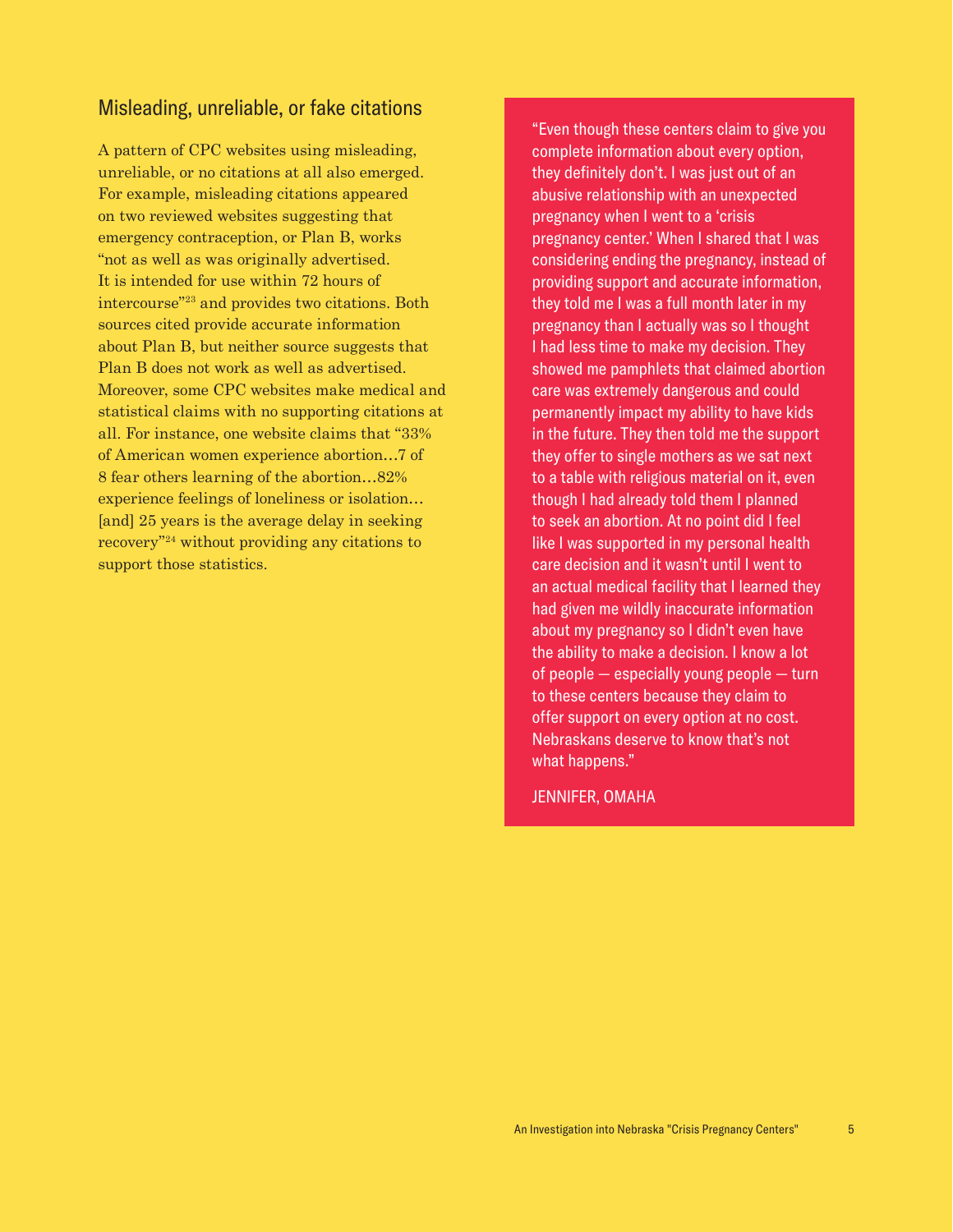## Misleading, unreliable, or fake citations

A pattern of CPC websites using misleading, unreliable, or no citations at all also emerged. For example, misleading citations appeared on two reviewed websites suggesting that emergency contraception, or Plan B, works "not as well as was originally advertised. It is intended for use within 72 hours of intercourse"[23] and provides two citations. Both sources cited provide accurate information about Plan B, but neither source suggests that Plan B does not work as well as advertised. Moreover, some CPC websites make medical and statistical claims with no supporting citations at all. For instance, one website claims that "33% of American women experience abortion…7 of 8 fear others learning of the abortion…82% experience feelings of loneliness or isolation… [and] 25 years is the average delay in seeking recovery"[24] without providing any citations to support those statistics.

> "Even though these centers claim to give you complete information about every option, they definitely don't. I was just out of an abusive relationship with an unexpected pregnancy when I went to a 'crisis pregnancy center.' When I shared that I was considering ending the pregnancy, instead of providing support and accurate information, they told me I was a full month later in my pregnancy than I actually was so I thought I had less time to make my decision. They showed me pamphlets that claimed abortion care was extremely dangerous and could permanently impact my ability to have kids in the future. They then told me the support they offer to single mothers as we sat next to a table with religious material on it, even though I had already told them I planned to seek an abortion. At no point did I feel like I was supported in my personal health care decision and it wasn't until I went to an actual medical facility that I learned they had given me wildly inaccurate information about my pregnancy so I didn't even have the ability to make a decision. I know a lot of people — especially young people — turn to these centers because they claim to offer support on every option at no cost. Nebraskans deserve to know that's not what happens."
>
> JENNIFER, OMAHA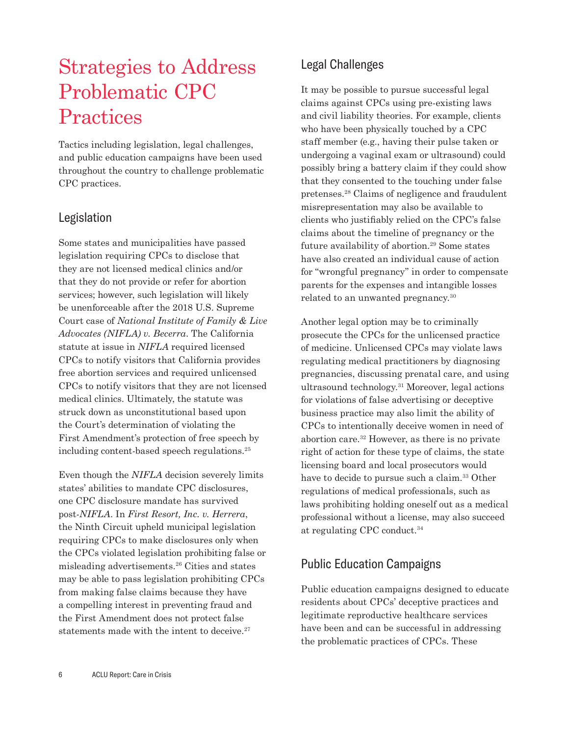# Strategies to Address Problematic CPC Practices

Tactics including legislation, legal challenges, and public education campaigns have been used throughout the country to challenge problematic CPC practices.

## Legislation

Some states and municipalities have passed legislation requiring CPCs to disclose that they are not licensed medical clinics and/or that they do not provide or refer for abortion services; however, such legislation will likely be unenforceable after the 2018 U.S. Supreme Court case of *National Institute of Family & Live Advocates (NIFLA) v. Becerra*. The California statute at issue in *NIFLA* required licensed CPCs to notify visitors that California provides free abortion services and required unlicensed CPCs to notify visitors that they are not licensed medical clinics. Ultimately, the statute was struck down as unconstitutional based upon the Court's determination of violating the First Amendment's protection of free speech by including content-based speech regulations.[25]

Even though the *NIFLA* decision severely limits states' abilities to mandate CPC disclosures, one CPC disclosure mandate has survived post-*NIFLA*. In *First Resort, Inc. v. Herrera*, the Ninth Circuit upheld municipal legislation requiring CPCs to make disclosures only when the CPCs violated legislation prohibiting false or misleading advertisements.[26] Cities and states may be able to pass legislation prohibiting CPCs from making false claims because they have a compelling interest in preventing fraud and the First Amendment does not protect false statements made with the intent to deceive.[27]

## Legal Challenges

It may be possible to pursue successful legal claims against CPCs using pre-existing laws and civil liability theories. For example, clients who have been physically touched by a CPC staff member (e.g., having their pulse taken or undergoing a vaginal exam or ultrasound) could possibly bring a battery claim if they could show that they consented to the touching under false pretenses.[28] Claims of negligence and fraudulent misrepresentation may also be available to clients who justifiably relied on the CPC's false claims about the timeline of pregnancy or the future availability of abortion.[29] Some states have also created an individual cause of action for "wrongful pregnancy" in order to compensate parents for the expenses and intangible losses related to an unwanted pregnancy.[30]

Another legal option may be to criminally prosecute the CPCs for the unlicensed practice of medicine. Unlicensed CPCs may violate laws regulating medical practitioners by diagnosing pregnancies, discussing prenatal care, and using ultrasound technology.[31] Moreover, legal actions for violations of false advertising or deceptive business practice may also limit the ability of CPCs to intentionally deceive women in need of abortion care.[32] However, as there is no private right of action for these type of claims, the state licensing board and local prosecutors would have to decide to pursue such a claim.[33] Other regulations of medical professionals, such as laws prohibiting holding oneself out as a medical professional without a license, may also succeed at regulating CPC conduct.[34]

## Public Education Campaigns

Public education campaigns designed to educate residents about CPCs' deceptive practices and legitimate reproductive healthcare services have been and can be successful in addressing the problematic practices of CPCs. These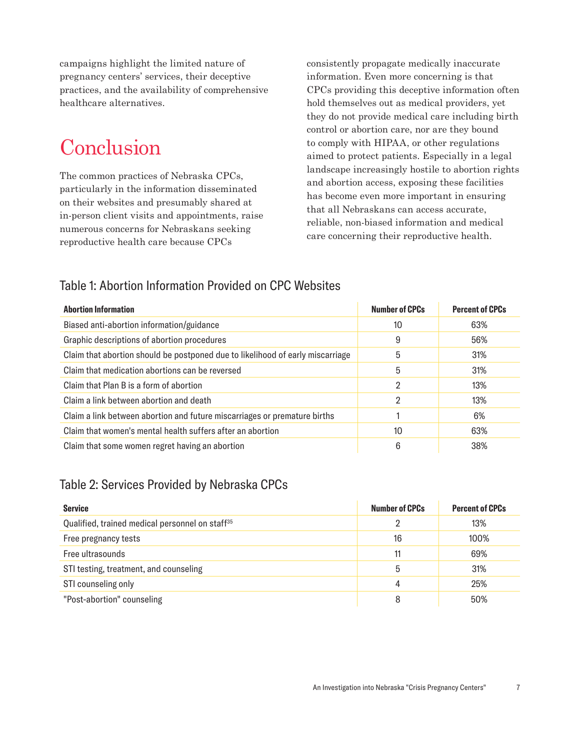campaigns highlight the limited nature of pregnancy centers' services, their deceptive practices, and the availability of comprehensive healthcare alternatives.

# Conclusion

The common practices of Nebraska CPCs, particularly in the information disseminated on their websites and presumably shared at in-person client visits and appointments, raise numerous concerns for Nebraskans seeking reproductive health care because CPCs consistently propagate medically inaccurate information. Even more concerning is that CPCs providing this deceptive information often hold themselves out as medical providers, yet they do not provide medical care including birth control or abortion care, nor are they bound to comply with HIPAA, or other regulations aimed to protect patients. Especially in a legal landscape increasingly hostile to abortion rights and abortion access, exposing these facilities has become even more important in ensuring that all Nebraskans can access accurate, reliable, non-biased information and medical care concerning their reproductive health.

## Table 1: Abortion Information Provided on CPC Websites

| Abortion Information | Number of CPCs | Percent of CPCs |
|---|---|---|
| Biased anti-abortion information/guidance | 10 | 63% |
| Graphic descriptions of abortion procedures | 9 | 56% |
| Claim that abortion should be postponed due to likelihood of early miscarriage | 5 | 31% |
| Claim that medication abortions can be reversed | 5 | 31% |
| Claim that Plan B is a form of abortion | 2 | 13% |
| Claim a link between abortion and death | 2 | 13% |
| Claim a link between abortion and future miscarriages or premature births | 1 | 6% |
| Claim that women's mental health suffers after an abortion | 10 | 63% |
| Claim that some women regret having an abortion | 6 | 38% |

## Table 2: Services Provided by Nebraska CPCs

| Service | Number of CPCs | Percent of CPCs |
|---|---|---|
| Qualified, trained medical personnel on staff[35] | 2 | 13% |
| Free pregnancy tests | 16 | 100% |
| Free ultrasounds | 11 | 69% |
| STI testing, treatment, and counseling | 5 | 31% |
| STI counseling only | 4 | 25% |
| "Post-abortion" counseling | 8 | 50% |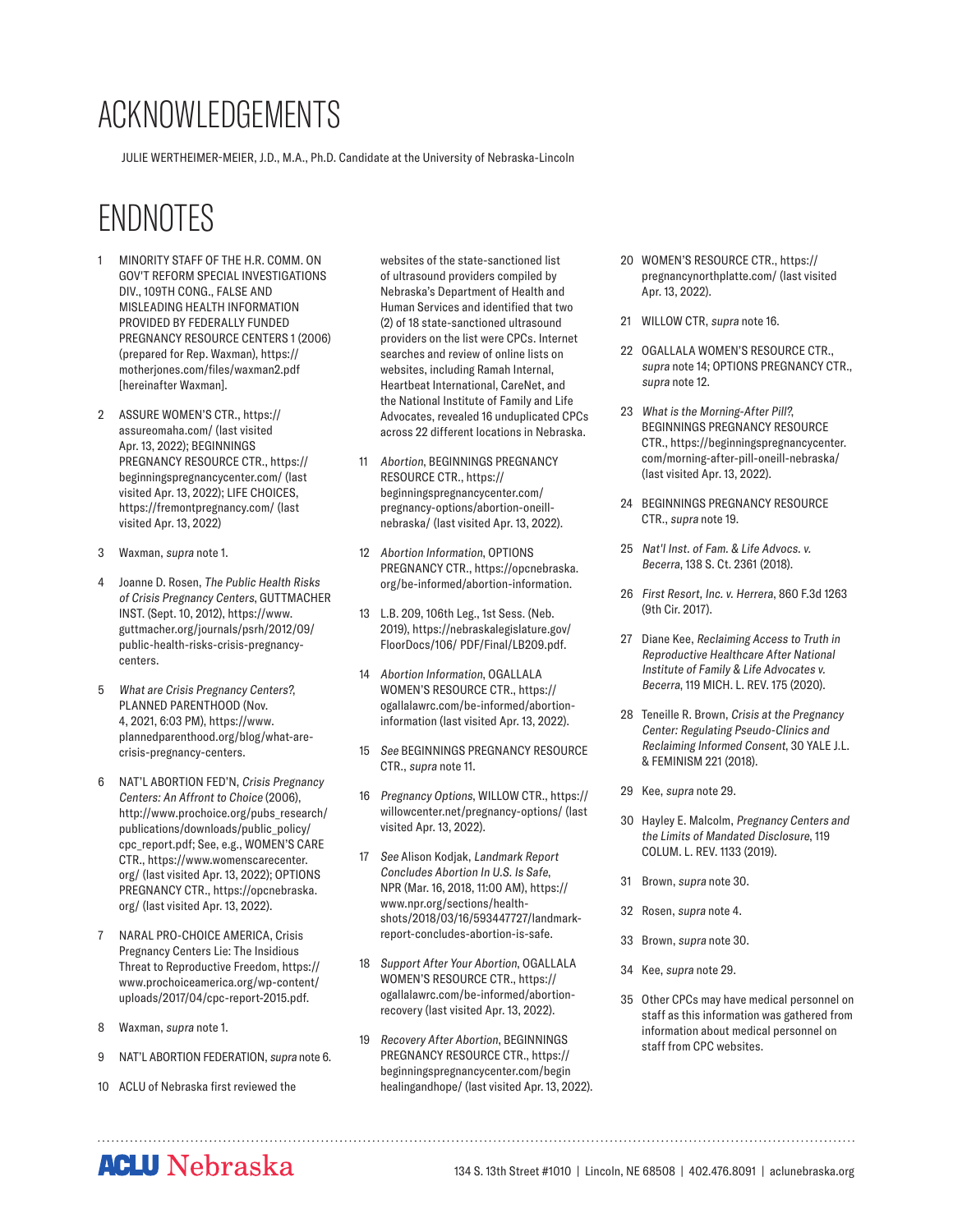# ACKNOWLEDGEMENTS

JULIE WERTHEIMER-MEIER, J.D., M.A., Ph.D. Candidate at the University of Nebraska-Lincoln

# ENDNOTES

1. MINORITY STAFF OF THE H.R. COMM. ON GOV'T REFORM SPECIAL INVESTIGATIONS DIV., 109TH CONG., FALSE AND MISLEADING HEALTH INFORMATION PROVIDED BY FEDERALLY FUNDED PREGNANCY RESOURCE CENTERS 1 (2006) (prepared for Rep. Waxman), https://motherjones.com/files/waxman2.pdf [hereinafter Waxman].

2. ASSURE WOMEN'S CTR., https://assureomaha.com/ (last visited Apr. 13, 2022); BEGINNINGS PREGNANCY RESOURCE CTR., https://beginningspregnancycenter.com/ (last visited Apr. 13, 2022); LIFE CHOICES, https://fremontpregnancy.com/ (last visited Apr. 13, 2022)

3. Waxman, *supra* note 1.

4. Joanne D. Rosen, *The Public Health Risks of Crisis Pregnancy Centers*, GUTTMACHER INST. (Sept. 10, 2012), https://www.guttmacher.org/journals/psrh/2012/09/public-health-risks-crisis-pregnancy-centers.

5. *What are Crisis Pregnancy Centers?*, PLANNED PARENTHOOD (Nov. 4, 2021, 6:03 PM), https://www.plannedparenthood.org/blog/what-are-crisis-pregnancy-centers.

6. NAT'L ABORTION FED'N, *Crisis Pregnancy Centers: An Affront to Choice* (2006), http://www.prochoice.org/pubs_research/publications/downloads/public_policy/cpc_report.pdf; See, e.g., WOMEN'S CARE CTR., https://www.womenscarecenter.org/ (last visited Apr. 13, 2022); OPTIONS PREGNANCY CTR., https://opcnebraska.org/ (last visited Apr. 13, 2022).

7. NARAL PRO-CHOICE AMERICA, Crisis Pregnancy Centers Lie: The Insidious Threat to Reproductive Freedom, https://www.prochoiceamerica.org/wp-content/uploads/2017/04/cpc-report-2015.pdf.

8. Waxman, *supra* note 1.

9. NAT'L ABORTION FEDERATION, *supra* note 6.

10. ACLU of Nebraska first reviewed the websites of the state-sanctioned list of ultrasound providers compiled by Nebraska's Department of Health and Human Services and identified that two (2) of 18 state-sanctioned ultrasound providers on the list were CPCs. Internet searches and review of online lists on websites, including Ramah Internal, Heartbeat International, CareNet, and the National Institute of Family and Life Advocates, revealed 16 unduplicated CPCs across 22 different locations in Nebraska.

11. *Abortion*, BEGINNINGS PREGNANCY RESOURCE CTR., https://beginningspregnancycenter.com/pregnancy-options/abortion-oneill-nebraska/ (last visited Apr. 13, 2022).

12. *Abortion Information*, OPTIONS PREGNANCY CTR., https://opcnebraska.org/be-informed/abortion-information.

13. L.B. 209, 106th Leg., 1st Sess. (Neb. 2019), https://nebraskalegislature.gov/FloorDocs/106/ PDF/Final/LB209.pdf.

14. *Abortion Information*, OGALLALA WOMEN'S RESOURCE CTR., https://ogallalawrc.com/be-informed/abortion-information (last visited Apr. 13, 2022).

15. *See* BEGINNINGS PREGNANCY RESOURCE CTR., *supra* note 11.

16. *Pregnancy Options*, WILLOW CTR., https://willowcenter.net/pregnancy-options/ (last visited Apr. 13, 2022).

17. *See* Alison Kodjak, *Landmark Report Concludes Abortion In U.S. Is Safe*, NPR (Mar. 16, 2018, 11:00 AM), https://www.npr.org/sections/health-shots/2018/03/16/593447727/landmark-report-concludes-abortion-is-safe.

18. *Support After Your Abortion*, OGALLALA WOMEN'S RESOURCE CTR., https://ogallalawrc.com/be-informed/abortion-recovery (last visited Apr. 13, 2022).

19. *Recovery After Abortion*, BEGINNINGS PREGNANCY RESOURCE CTR., https://beginningspregnancycenter.com/beginhealingandhope/ (last visited Apr. 13, 2022).

20. WOMEN'S RESOURCE CTR., https://pregnancynorthplatte.com/ (last visited Apr. 13, 2022).

21. WILLOW CTR, *supra* note 16.

22. OGALLALA WOMEN'S RESOURCE CTR., *supra* note 14; OPTIONS PREGNANCY CTR., *supra* note 12.

23. *What is the Morning-After Pill?*, BEGINNINGS PREGNANCY RESOURCE CTR., https://beginningspregnancycenter.com/morning-after-pill-oneill-nebraska/ (last visited Apr. 13, 2022).

24. BEGINNINGS PREGNANCY RESOURCE CTR., *supra* note 19.

25. *Nat'l Inst. of Fam. & Life Advocs. v. Becerra*, 138 S. Ct. 2361 (2018).

26. *First Resort, Inc. v. Herrera*, 860 F.3d 1263 (9th Cir. 2017).

27. Diane Kee, *Reclaiming Access to Truth in Reproductive Healthcare After National Institute of Family & Life Advocates v. Becerra*, 119 MICH. L. REV. 175 (2020).

28. Teneille R. Brown, *Crisis at the Pregnancy Center: Regulating Pseudo-Clinics and Reclaiming Informed Consent*, 30 YALE J.L. & FEMINISM 221 (2018).

29. Kee, *supra* note 29.

30. Hayley E. Malcolm, *Pregnancy Centers and the Limits of Mandated Disclosure*, 119 COLUM. L. REV. 1133 (2019).

31. Brown, *supra* note 30.

32. Rosen, *supra* note 4.

33. Brown, *supra* note 30.

34. Kee, *supra* note 29.

35. Other CPCs may have medical personnel on staff as this information was gathered from information about medical personnel on staff from CPC websites.